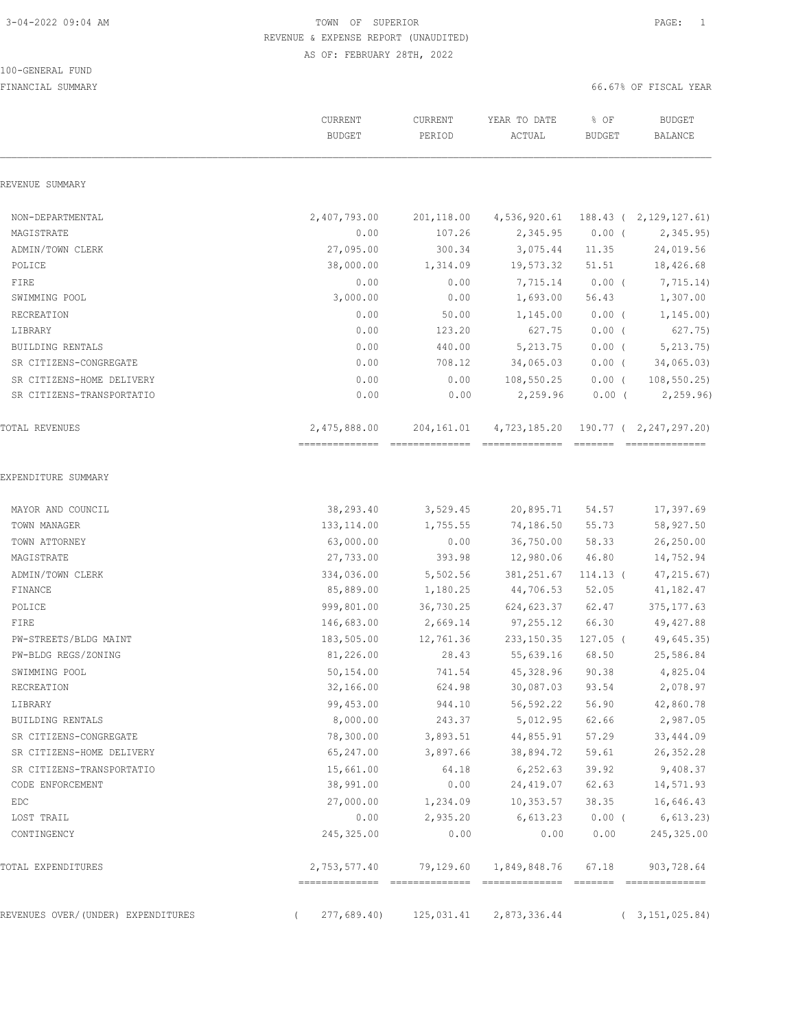3-04-2022 09:04 AM

# TOWN OF SUPERIOR

## REVENUE & EXPENSE REPORT (UNAUDITED)

AS OF: FEBRUARY 28TH, 2022

100-GENERAL FUND

FINANCIAL SUMMARY

66.67% OF FISCAL YEAR

| | CURRENT BUDGET | CURRENT PERIOD | YEAR TO DATE ACTUAL | % OF BUDGET | BUDGET BALANCE |
|---|---|---|---|---|---|
| **REVENUE SUMMARY** | | | | | |
| NON-DEPARTMENTAL | 2,407,793.00 | 201,118.00 | 4,536,920.61 | 188.43 | ( 2,129,127.61) |
| MAGISTRATE | 0.00 | 107.26 | 2,345.95 | 0.00 | ( 2,345.95) |
| ADMIN/TOWN CLERK | 27,095.00 | 300.34 | 3,075.44 | 11.35 | 24,019.56 |
| POLICE | 38,000.00 | 1,314.09 | 19,573.32 | 51.51 | 18,426.68 |
| FIRE | 0.00 | 0.00 | 7,715.14 | 0.00 | ( 7,715.14) |
| SWIMMING POOL | 3,000.00 | 0.00 | 1,693.00 | 56.43 | 1,307.00 |
| RECREATION | 0.00 | 50.00 | 1,145.00 | 0.00 | ( 1,145.00) |
| LIBRARY | 0.00 | 123.20 | 627.75 | 0.00 | ( 627.75) |
| BUILDING RENTALS | 0.00 | 440.00 | 5,213.75 | 0.00 | ( 5,213.75) |
| SR CITIZENS-CONGREGATE | 0.00 | 708.12 | 34,065.03 | 0.00 | ( 34,065.03) |
| SR CITIZENS-HOME DELIVERY | 0.00 | 0.00 | 108,550.25 | 0.00 | ( 108,550.25) |
| SR CITIZENS-TRANSPORTATIO | 0.00 | 0.00 | 2,259.96 | 0.00 | ( 2,259.96) |
| TOTAL REVENUES | 2,475,888.00 | 204,161.01 | 4,723,185.20 | 190.77 | ( 2,247,297.20) |
| **EXPENDITURE SUMMARY** | | | | | |
| MAYOR AND COUNCIL | 38,293.40 | 3,529.45 | 20,895.71 | 54.57 | 17,397.69 |
| TOWN MANAGER | 133,114.00 | 1,755.55 | 74,186.50 | 55.73 | 58,927.50 |
| TOWN ATTORNEY | 63,000.00 | 0.00 | 36,750.00 | 58.33 | 26,250.00 |
| MAGISTRATE | 27,733.00 | 393.98 | 12,980.06 | 46.80 | 14,752.94 |
| ADMIN/TOWN CLERK | 334,036.00 | 5,502.56 | 381,251.67 | 114.13 | ( 47,215.67) |
| FINANCE | 85,889.00 | 1,180.25 | 44,706.53 | 52.05 | 41,182.47 |
| POLICE | 999,801.00 | 36,730.25 | 624,623.37 | 62.47 | 375,177.63 |
| FIRE | 146,683.00 | 2,669.14 | 97,255.12 | 66.30 | 49,427.88 |
| PW-STREETS/BLDG MAINT | 183,505.00 | 12,761.36 | 233,150.35 | 127.05 | ( 49,645.35) |
| PW-BLDG REGS/ZONING | 81,226.00 | 28.43 | 55,639.16 | 68.50 | 25,586.84 |
| SWIMMING POOL | 50,154.00 | 741.54 | 45,328.96 | 90.38 | 4,825.04 |
| RECREATION | 32,166.00 | 624.98 | 30,087.03 | 93.54 | 2,078.97 |
| LIBRARY | 99,453.00 | 944.10 | 56,592.22 | 56.90 | 42,860.78 |
| BUILDING RENTALS | 8,000.00 | 243.37 | 5,012.95 | 62.66 | 2,987.05 |
| SR CITIZENS-CONGREGATE | 78,300.00 | 3,893.51 | 44,855.91 | 57.29 | 33,444.09 |
| SR CITIZENS-HOME DELIVERY | 65,247.00 | 3,897.66 | 38,894.72 | 59.61 | 26,352.28 |
| SR CITIZENS-TRANSPORTATIO | 15,661.00 | 64.18 | 6,252.63 | 39.92 | 9,408.37 |
| CODE ENFORCEMENT | 38,991.00 | 0.00 | 24,419.07 | 62.63 | 14,571.93 |
| EDC | 27,000.00 | 1,234.09 | 10,353.57 | 38.35 | 16,646.43 |
| LOST TRAIL | 0.00 | 2,935.20 | 6,613.23 | 0.00 | ( 6,613.23) |
| CONTINGENCY | 245,325.00 | 0.00 | 0.00 | 0.00 | 245,325.00 |
| TOTAL EXPENDITURES | 2,753,577.40 | 79,129.60 | 1,849,848.76 | 67.18 | 903,728.64 |
| REVENUES OVER/(UNDER) EXPENDITURES | ( 277,689.40) | 125,031.41 | 2,873,336.44 | | ( 3,151,025.84) |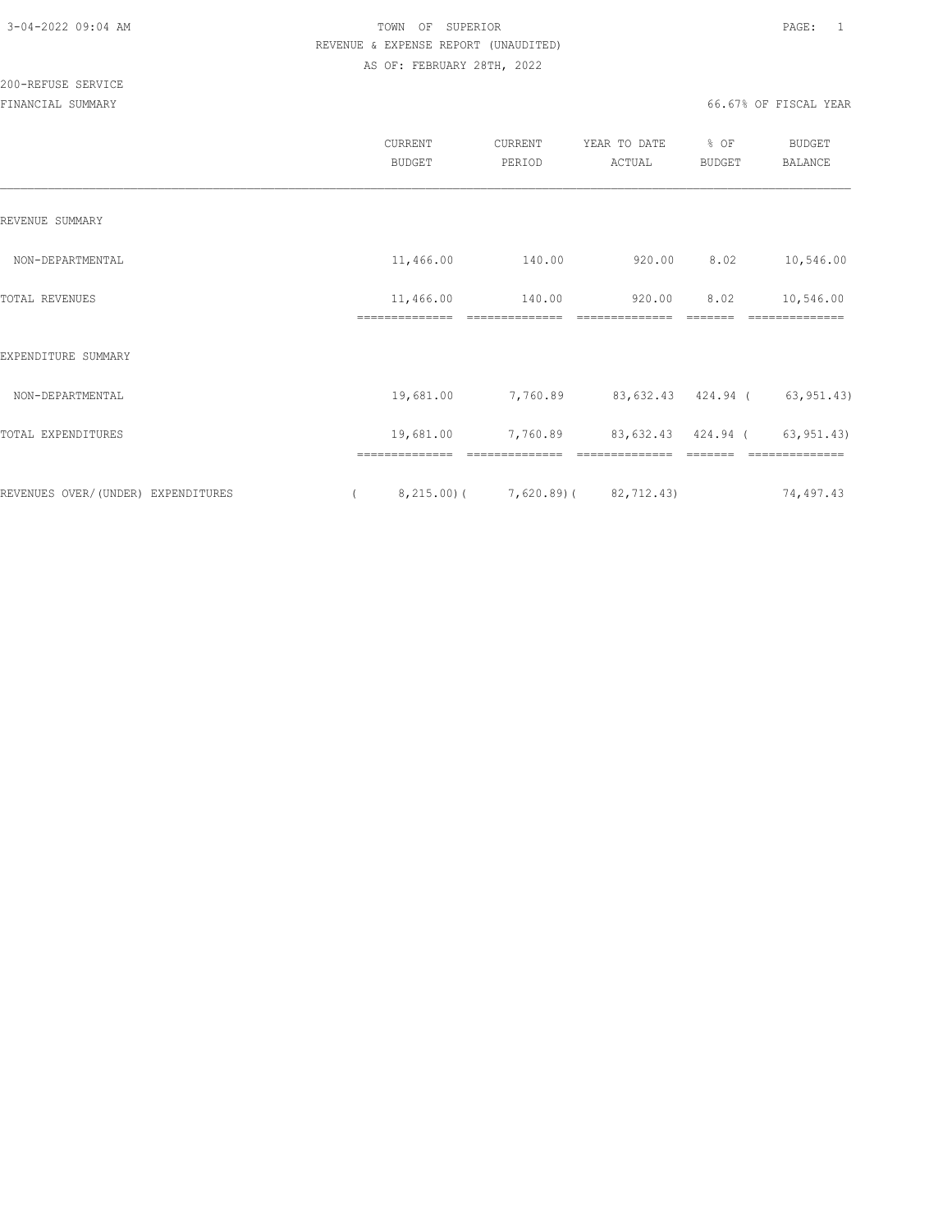TOWN OF SUPERIOR

REVENUE & EXPENSE REPORT (UNAUDITED)

AS OF: FEBRUARY 28TH, 2022

200-REFUSE SERVICE

FINANCIAL SUMMARY

66.67% OF FISCAL YEAR

| | CURRENT BUDGET | CURRENT PERIOD | YEAR TO DATE ACTUAL | % OF BUDGET | BUDGET BALANCE |
|---|---|---|---|---|---|
| REVENUE SUMMARY | | | | | |
| NON-DEPARTMENTAL | 11,466.00 | 140.00 | 920.00 | 8.02 | 10,546.00 |
| TOTAL REVENUES | 11,466.00 | 140.00 | 920.00 | 8.02 | 10,546.00 |
| EXPENDITURE SUMMARY | | | | | |
| NON-DEPARTMENTAL | 19,681.00 | 7,760.89 | 83,632.43 | 424.94 | ( 63,951.43) |
| TOTAL EXPENDITURES | 19,681.00 | 7,760.89 | 83,632.43 | 424.94 | ( 63,951.43) |
| REVENUES OVER/(UNDER) EXPENDITURES | ( 8,215.00) | ( 7,620.89) | ( 82,712.43) | | 74,497.43 |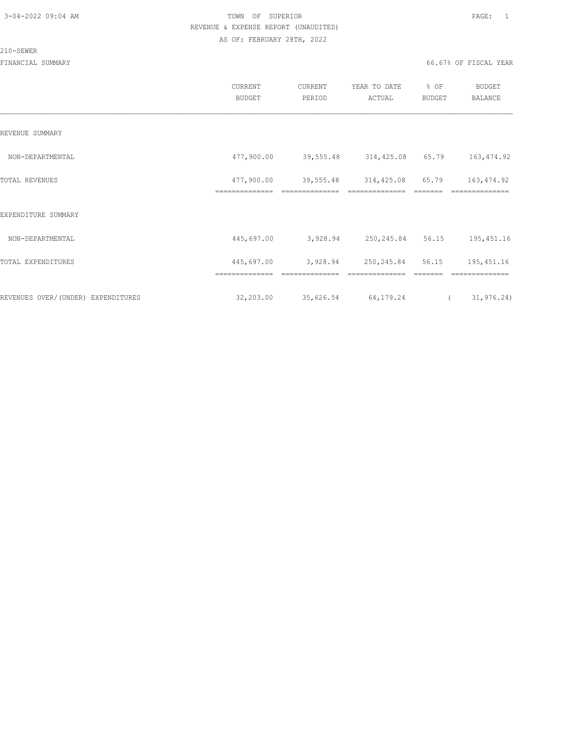TOWN OF SUPERIOR
REVENUE & EXPENSE REPORT (UNAUDITED)
AS OF: FEBRUARY 28TH, 2022

210-SEWER

FINANCIAL SUMMARY — 66.67% OF FISCAL YEAR

| | CURRENT BUDGET | CURRENT PERIOD | YEAR TO DATE ACTUAL | % OF BUDGET | BUDGET BALANCE |
|---|---|---|---|---|---|
| REVENUE SUMMARY | | | | | |
| NON-DEPARTMENTAL | 477,900.00 | 39,555.48 | 314,425.08 | 65.79 | 163,474.92 |
| TOTAL REVENUES | 477,900.00 | 39,555.48 | 314,425.08 | 65.79 | 163,474.92 |
| EXPENDITURE SUMMARY | | | | | |
| NON-DEPARTMENTAL | 445,697.00 | 3,928.94 | 250,245.84 | 56.15 | 195,451.16 |
| TOTAL EXPENDITURES | 445,697.00 | 3,928.94 | 250,245.84 | 56.15 | 195,451.16 |
| REVENUES OVER/(UNDER) EXPENDITURES | 32,203.00 | 35,626.54 | 64,179.24 | | ( 31,976.24) |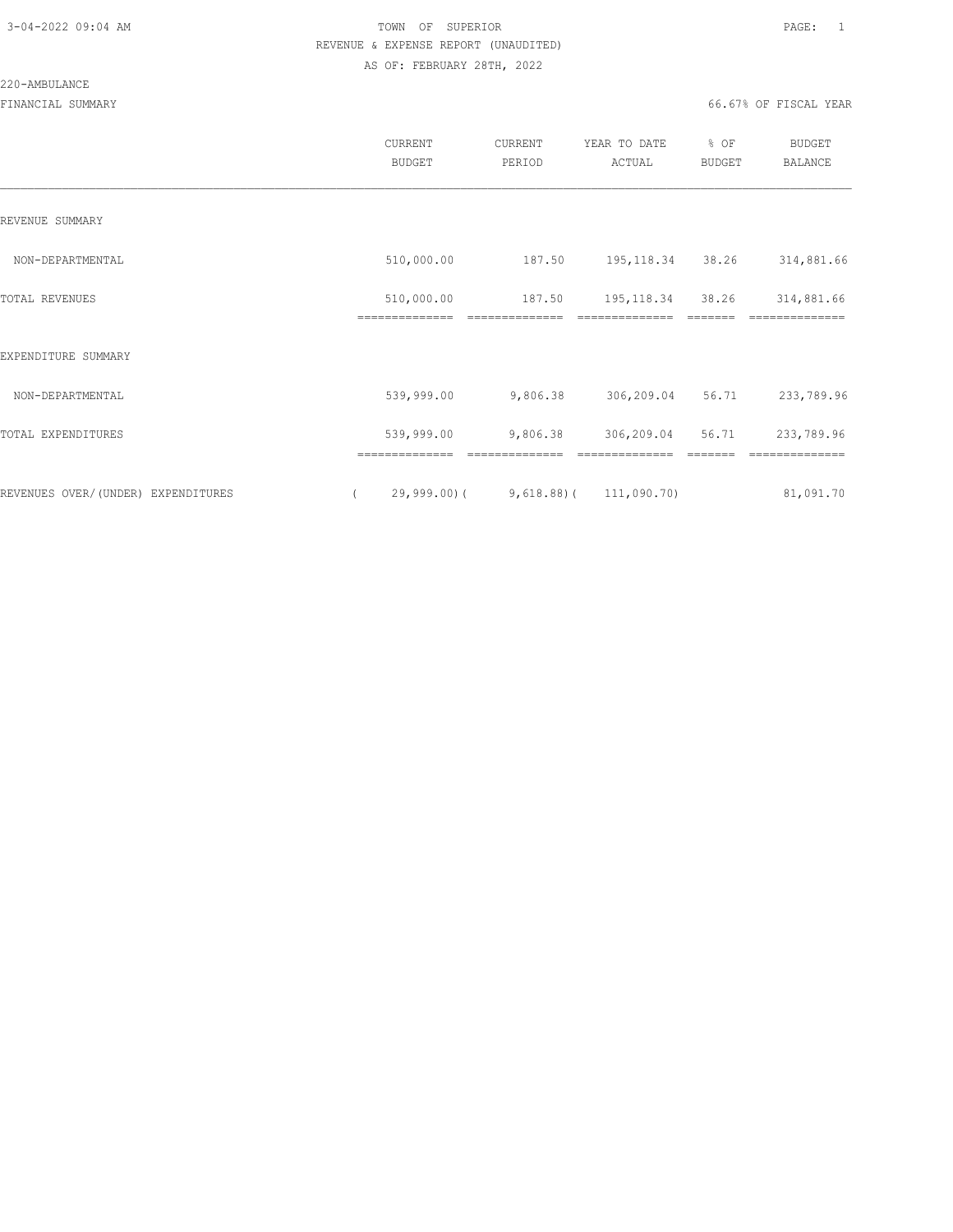TOWN OF SUPERIOR
REVENUE & EXPENSE REPORT (UNAUDITED)
AS OF: FEBRUARY 28TH, 2022

220-AMBULANCE

FINANCIAL SUMMARY

66.67% OF FISCAL YEAR

| | CURRENT BUDGET | CURRENT PERIOD | YEAR TO DATE ACTUAL | % OF BUDGET | BUDGET BALANCE |
|---|---|---|---|---|---|
| REVENUE SUMMARY | | | | | |
| NON-DEPARTMENTAL | 510,000.00 | 187.50 | 195,118.34 | 38.26 | 314,881.66 |
| TOTAL REVENUES | 510,000.00 | 187.50 | 195,118.34 | 38.26 | 314,881.66 |
| EXPENDITURE SUMMARY | | | | | |
| NON-DEPARTMENTAL | 539,999.00 | 9,806.38 | 306,209.04 | 56.71 | 233,789.96 |
| TOTAL EXPENDITURES | 539,999.00 | 9,806.38 | 306,209.04 | 56.71 | 233,789.96 |
| REVENUES OVER/(UNDER) EXPENDITURES | ( 29,999.00) | ( 9,618.88) | ( 111,090.70) | | 81,091.70 |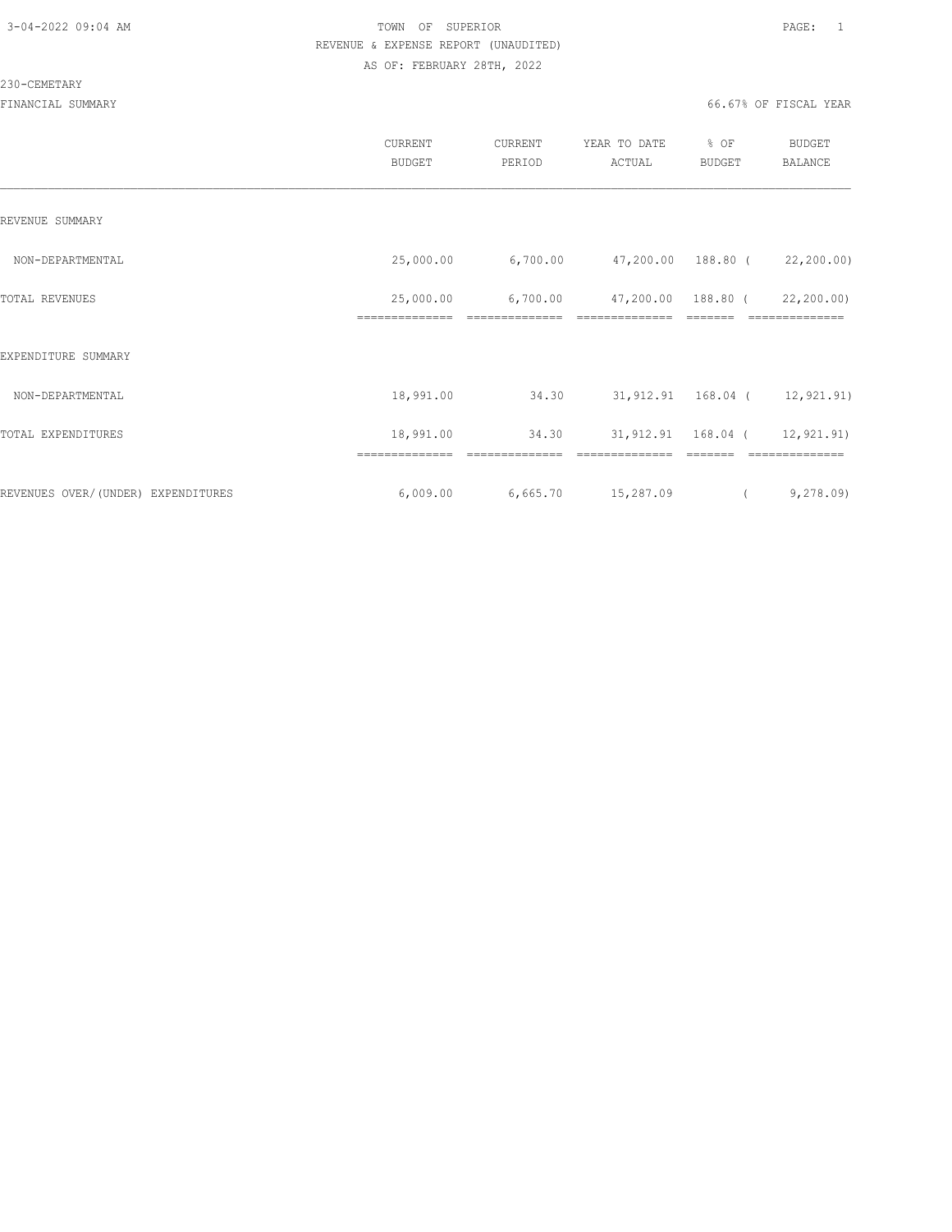3-04-2022 09:04 AM

# TOWN OF SUPERIOR

REVENUE & EXPENSE REPORT (UNAUDITED)

AS OF: FEBRUARY 28TH, 2022

230-CEMETARY

FINANCIAL SUMMARY

66.67% OF FISCAL YEAR

| | CURRENT BUDGET | CURRENT PERIOD | YEAR TO DATE ACTUAL | % OF BUDGET | BUDGET BALANCE |
|---|---|---|---|---|---|
| REVENUE SUMMARY | | | | | |
| NON-DEPARTMENTAL | 25,000.00 | 6,700.00 | 47,200.00 | 188.80 | ( 22,200.00) |
| TOTAL REVENUES | 25,000.00 | 6,700.00 | 47,200.00 | 188.80 | ( 22,200.00) |
| EXPENDITURE SUMMARY | | | | | |
| NON-DEPARTMENTAL | 18,991.00 | 34.30 | 31,912.91 | 168.04 | ( 12,921.91) |
| TOTAL EXPENDITURES | 18,991.00 | 34.30 | 31,912.91 | 168.04 | ( 12,921.91) |
| REVENUES OVER/(UNDER) EXPENDITURES | 6,009.00 | 6,665.70 | 15,287.09 | | ( 9,278.09) |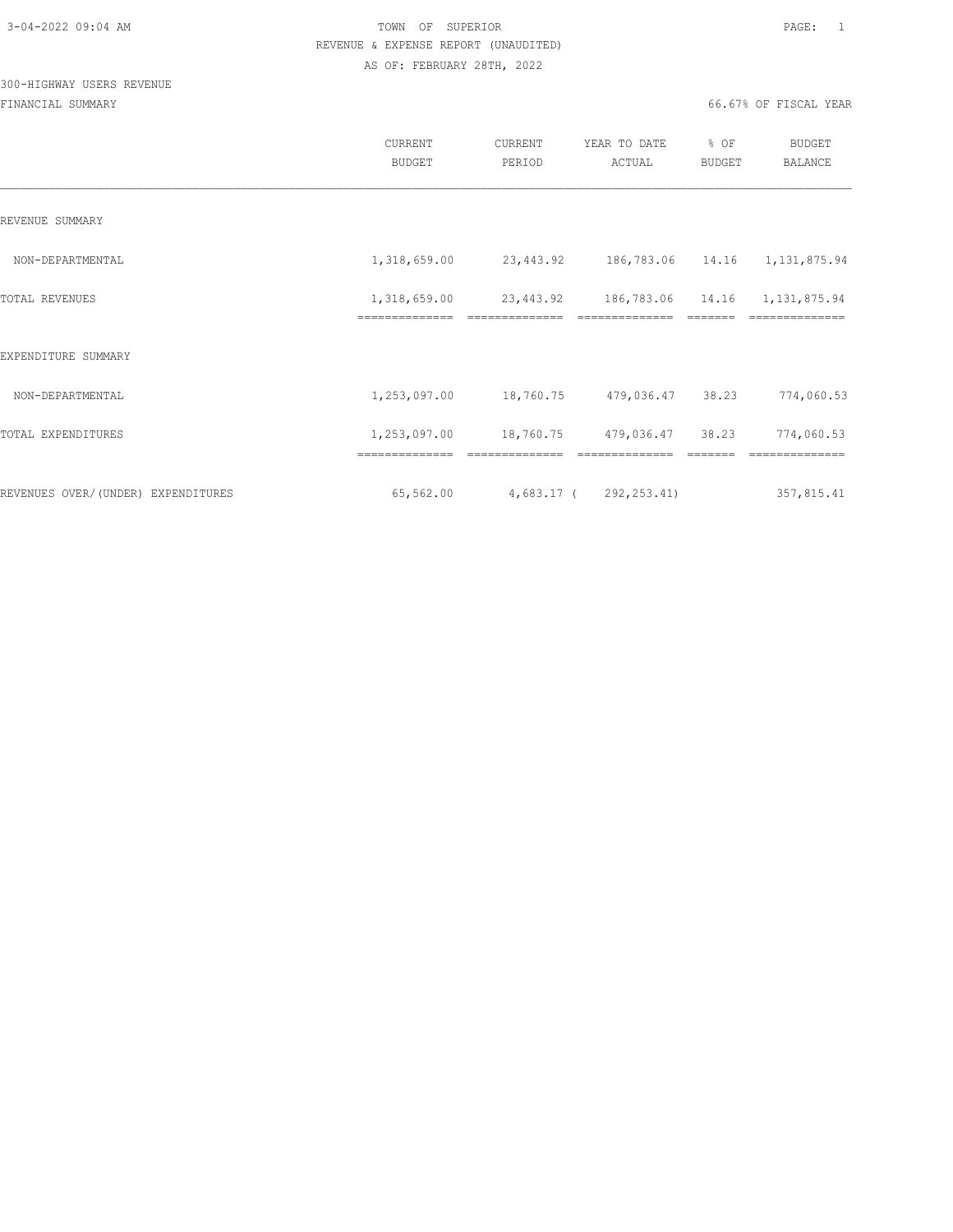3-04-2022 09:04 AM

# TOWN OF SUPERIOR

REVENUE & EXPENSE REPORT (UNAUDITED)

AS OF: FEBRUARY 28TH, 2022

300-HIGHWAY USERS REVENUE

FINANCIAL SUMMARY

66.67% OF FISCAL YEAR

| | CURRENT BUDGET | CURRENT PERIOD | YEAR TO DATE ACTUAL | % OF BUDGET | BUDGET BALANCE |
|---|---|---|---|---|---|
| REVENUE SUMMARY | | | | | |
| NON-DEPARTMENTAL | 1,318,659.00 | 23,443.92 | 186,783.06 | 14.16 | 1,131,875.94 |
| TOTAL REVENUES | 1,318,659.00 | 23,443.92 | 186,783.06 | 14.16 | 1,131,875.94 |
| EXPENDITURE SUMMARY | | | | | |
| NON-DEPARTMENTAL | 1,253,097.00 | 18,760.75 | 479,036.47 | 38.23 | 774,060.53 |
| TOTAL EXPENDITURES | 1,253,097.00 | 18,760.75 | 479,036.47 | 38.23 | 774,060.53 |
| REVENUES OVER/(UNDER) EXPENDITURES | 65,562.00 | 4,683.17 | ( 292,253.41) | | 357,815.41 |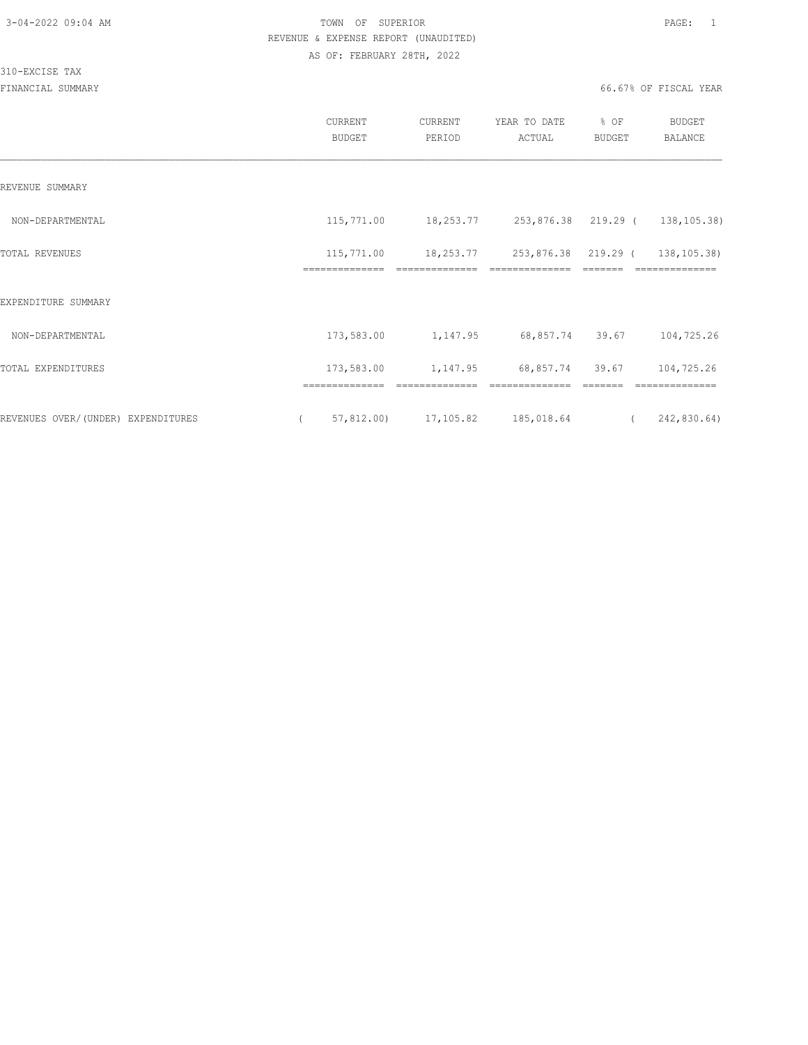TOWN OF SUPERIOR

REVENUE & EXPENSE REPORT (UNAUDITED)

AS OF: FEBRUARY 28TH, 2022

310-EXCISE TAX

FINANCIAL SUMMARY

66.67% OF FISCAL YEAR

| | CURRENT BUDGET | CURRENT PERIOD | YEAR TO DATE ACTUAL | % OF BUDGET | BUDGET BALANCE |
|---|---|---|---|---|---|
| REVENUE SUMMARY | | | | | |
| NON-DEPARTMENTAL | 115,771.00 | 18,253.77 | 253,876.38 | 219.29 | ( 138,105.38) |
| TOTAL REVENUES | 115,771.00 | 18,253.77 | 253,876.38 | 219.29 | ( 138,105.38) |
| EXPENDITURE SUMMARY | | | | | |
| NON-DEPARTMENTAL | 173,583.00 | 1,147.95 | 68,857.74 | 39.67 | 104,725.26 |
| TOTAL EXPENDITURES | 173,583.00 | 1,147.95 | 68,857.74 | 39.67 | 104,725.26 |
| REVENUES OVER/(UNDER) EXPENDITURES | ( 57,812.00) | 17,105.82 | 185,018.64 | | ( 242,830.64) |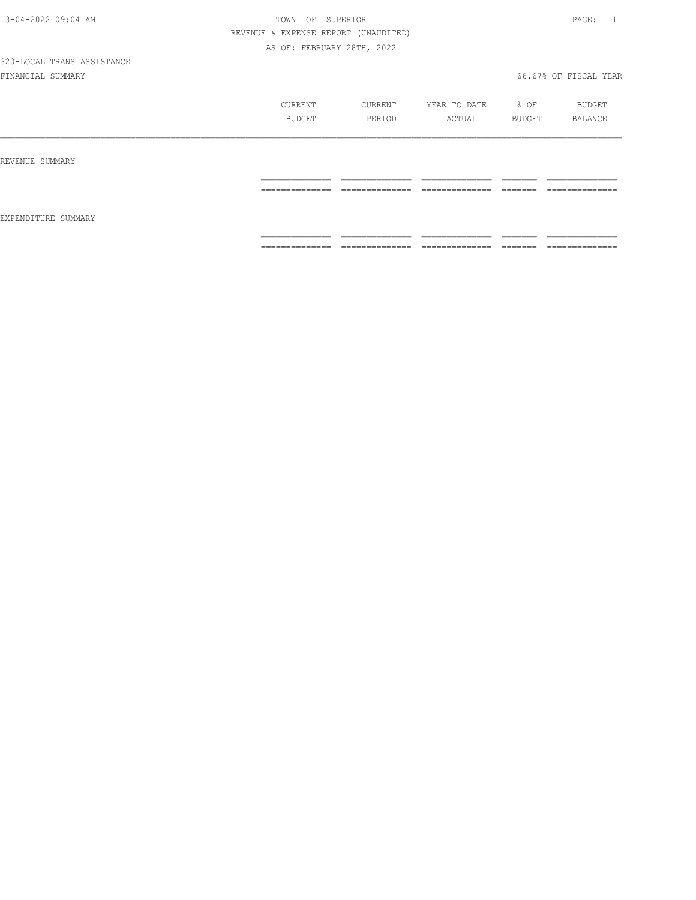TOWN OF SUPERIOR
REVENUE & EXPENSE REPORT (UNAUDITED)
AS OF: FEBRUARY 28TH, 2022

320-LOCAL TRANS ASSISTANCE
FINANCIAL SUMMARY

66.67% OF FISCAL YEAR

| | CURRENT BUDGET | CURRENT PERIOD | YEAR TO DATE ACTUAL | % OF BUDGET | BUDGET BALANCE |
|---|---|---|---|---|---|
| REVENUE SUMMARY | | | | | |
| EXPENDITURE SUMMARY | | | | | |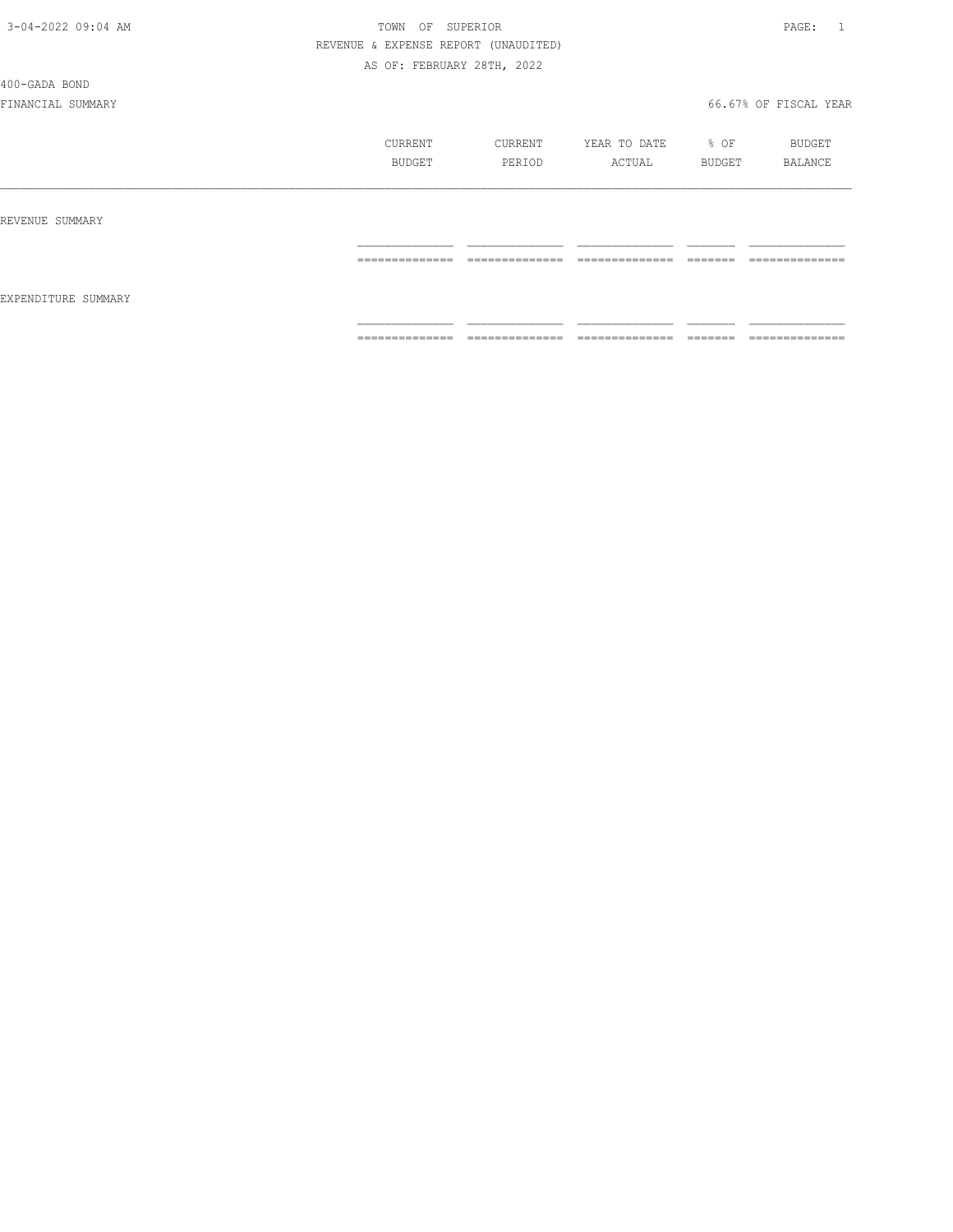TOWN OF SUPERIOR

REVENUE & EXPENSE REPORT (UNAUDITED)

AS OF: FEBRUARY 28TH, 2022

400-GADA BOND

FINANCIAL SUMMARY

66.67% OF FISCAL YEAR

| | CURRENT BUDGET | CURRENT PERIOD | YEAR TO DATE ACTUAL | % OF BUDGET | BUDGET BALANCE |
|---|---|---|---|---|---|
| REVENUE SUMMARY | | | | | |
| EXPENDITURE SUMMARY | | | | | |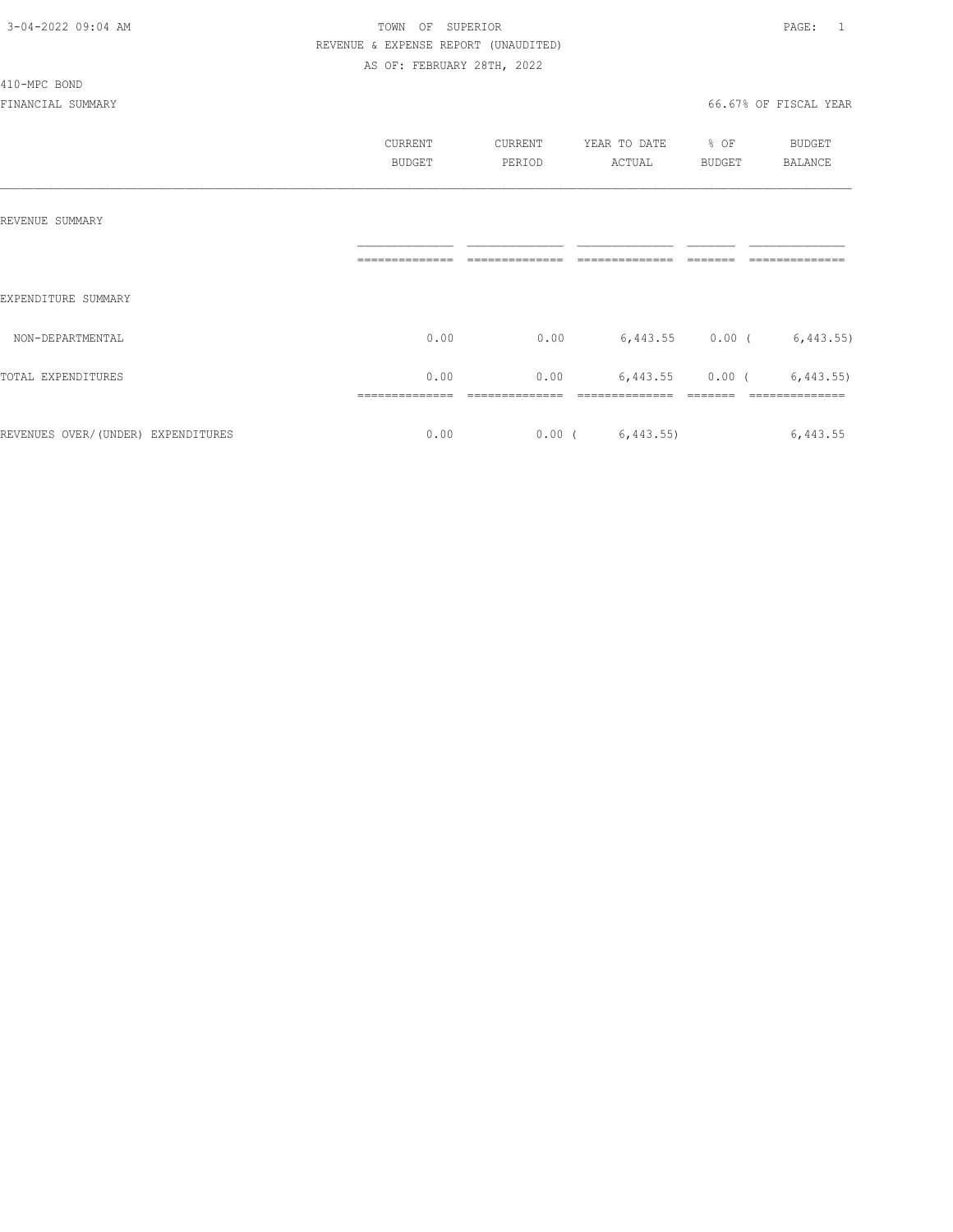TOWN OF SUPERIOR

REVENUE & EXPENSE REPORT (UNAUDITED)

AS OF: FEBRUARY 28TH, 2022

410-MPC BOND

FINANCIAL SUMMARY

66.67% OF FISCAL YEAR

| | CURRENT BUDGET | CURRENT PERIOD | YEAR TO DATE ACTUAL | % OF BUDGET | BUDGET BALANCE |
|---|---|---|---|---|---|
| REVENUE SUMMARY | | | | | |
| EXPENDITURE SUMMARY | | | | | |
| NON-DEPARTMENTAL | 0.00 | 0.00 | 6,443.55 | 0.00 | ( 6,443.55) |
| TOTAL EXPENDITURES | 0.00 | 0.00 | 6,443.55 | 0.00 | ( 6,443.55) |
| REVENUES OVER/(UNDER) EXPENDITURES | 0.00 | 0.00 | ( 6,443.55) | | 6,443.55 |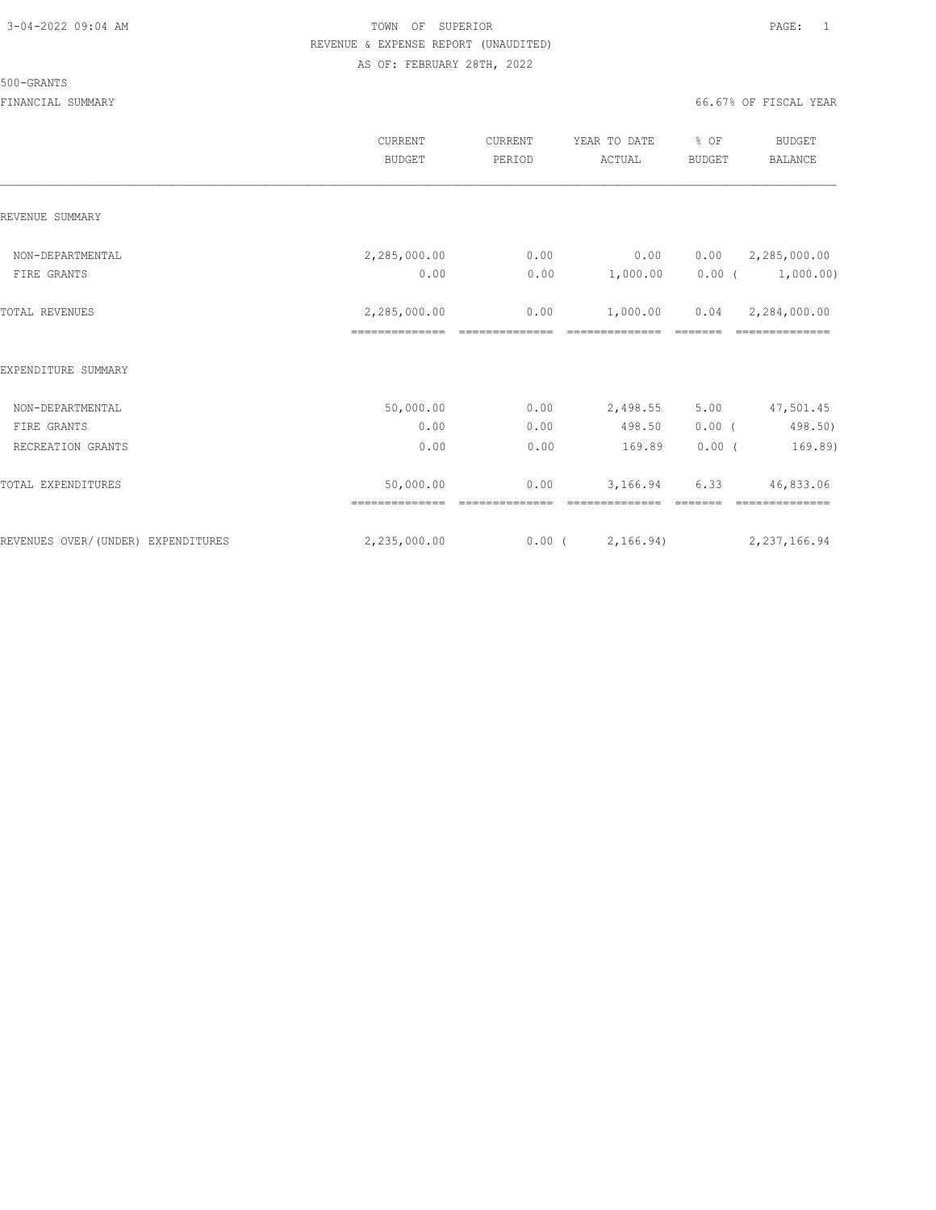3-04-2022 09:04 AM

TOWN OF SUPERIOR

REVENUE & EXPENSE REPORT (UNAUDITED)

AS OF: FEBRUARY 28TH, 2022

500-GRANTS

FINANCIAL SUMMARY — 66.67% OF FISCAL YEAR

| | CURRENT BUDGET | CURRENT PERIOD | YEAR TO DATE ACTUAL | % OF BUDGET | BUDGET BALANCE |
|---|---|---|---|---|---|
| **REVENUE SUMMARY** | | | | | |
| NON-DEPARTMENTAL | 2,285,000.00 | 0.00 | 0.00 | 0.00 | 2,285,000.00 |
| FIRE GRANTS | 0.00 | 0.00 | 1,000.00 | 0.00 | ( 1,000.00) |
| TOTAL REVENUES | 2,285,000.00 | 0.00 | 1,000.00 | 0.04 | 2,284,000.00 |
| **EXPENDITURE SUMMARY** | | | | | |
| NON-DEPARTMENTAL | 50,000.00 | 0.00 | 2,498.55 | 5.00 | 47,501.45 |
| FIRE GRANTS | 0.00 | 0.00 | 498.50 | 0.00 | ( 498.50) |
| RECREATION GRANTS | 0.00 | 0.00 | 169.89 | 0.00 | ( 169.89) |
| TOTAL EXPENDITURES | 50,000.00 | 0.00 | 3,166.94 | 6.33 | 46,833.06 |
| REVENUES OVER/(UNDER) EXPENDITURES | 2,235,000.00 | 0.00 | ( 2,166.94) | | 2,237,166.94 |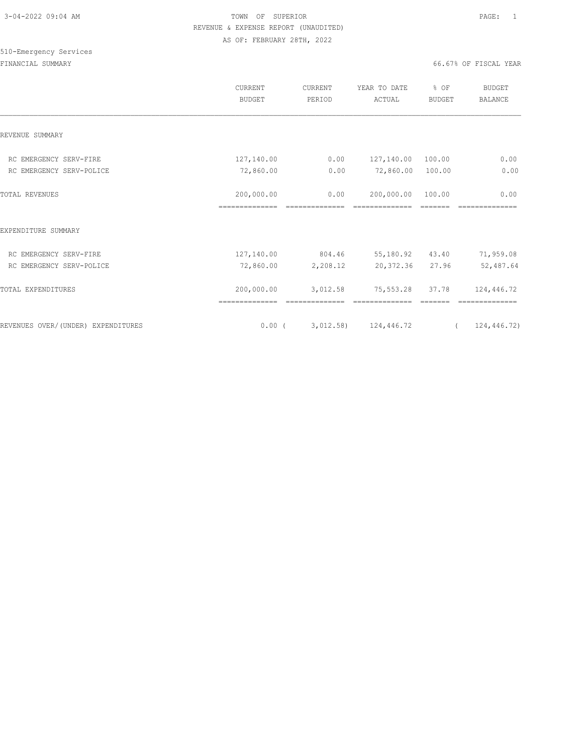TOWN OF SUPERIOR

REVENUE & EXPENSE REPORT (UNAUDITED)

AS OF: FEBRUARY 28TH, 2022

510-Emergency Services

FINANCIAL SUMMARY

66.67% OF FISCAL YEAR

| | CURRENT BUDGET | CURRENT PERIOD | YEAR TO DATE ACTUAL | % OF BUDGET | BUDGET BALANCE |
|---|---|---|---|---|---|
| REVENUE SUMMARY | | | | | |
| RC EMERGENCY SERV-FIRE | 127,140.00 | 0.00 | 127,140.00 | 100.00 | 0.00 |
| RC EMERGENCY SERV-POLICE | 72,860.00 | 0.00 | 72,860.00 | 100.00 | 0.00 |
| TOTAL REVENUES | 200,000.00 | 0.00 | 200,000.00 | 100.00 | 0.00 |
| EXPENDITURE SUMMARY | | | | | |
| RC EMERGENCY SERV-FIRE | 127,140.00 | 804.46 | 55,180.92 | 43.40 | 71,959.08 |
| RC EMERGENCY SERV-POLICE | 72,860.00 | 2,208.12 | 20,372.36 | 27.96 | 52,487.64 |
| TOTAL EXPENDITURES | 200,000.00 | 3,012.58 | 75,553.28 | 37.78 | 124,446.72 |
| REVENUES OVER/(UNDER) EXPENDITURES | 0.00 | ( 3,012.58) | 124,446.72 | | ( 124,446.72) |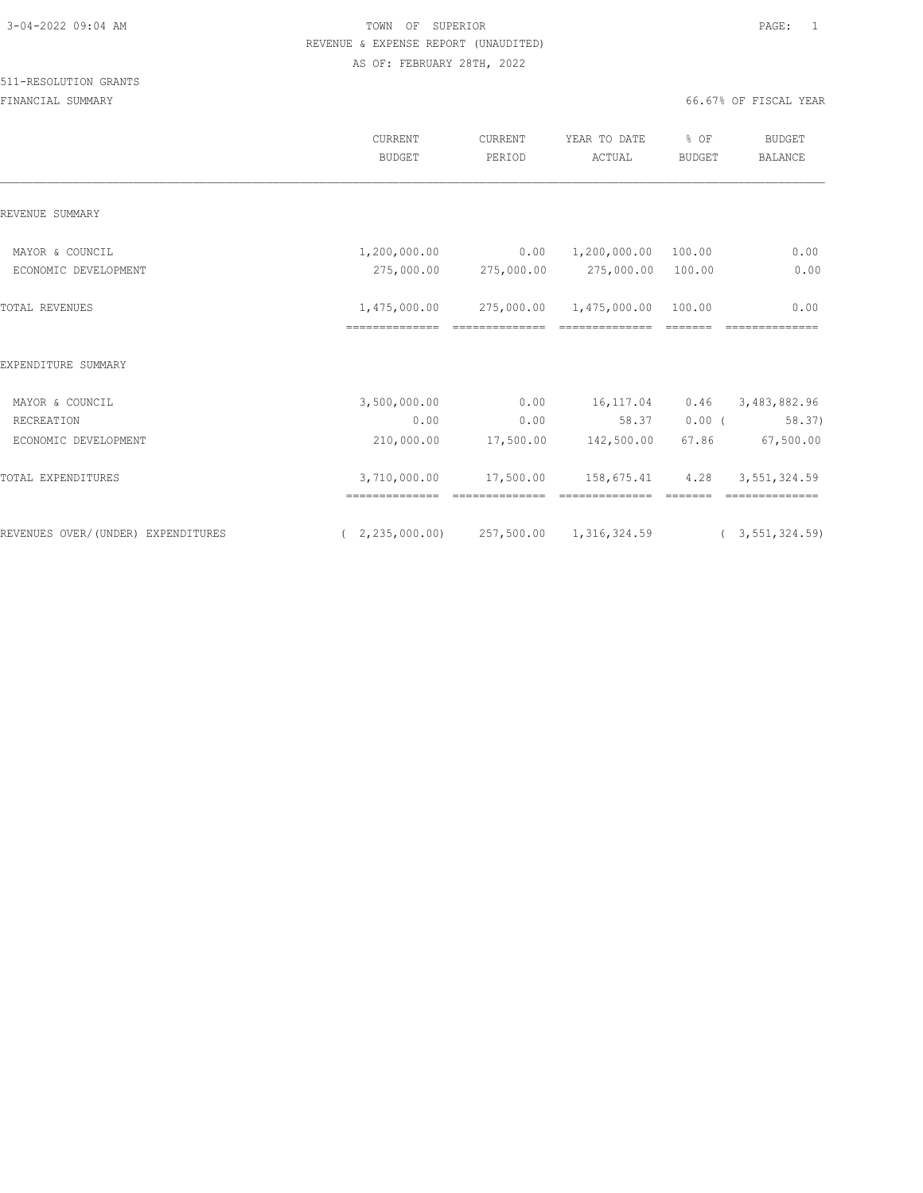TOWN OF SUPERIOR

REVENUE & EXPENSE REPORT (UNAUDITED)

AS OF: FEBRUARY 28TH, 2022

511-RESOLUTION GRANTS

FINANCIAL SUMMARY

66.67% OF FISCAL YEAR

| | CURRENT BUDGET | CURRENT PERIOD | YEAR TO DATE ACTUAL | % OF BUDGET | BUDGET BALANCE |
|---|---|---|---|---|---|
| REVENUE SUMMARY | | | | | |
| MAYOR & COUNCIL | 1,200,000.00 | 0.00 | 1,200,000.00 | 100.00 | 0.00 |
| ECONOMIC DEVELOPMENT | 275,000.00 | 275,000.00 | 275,000.00 | 100.00 | 0.00 |
| TOTAL REVENUES | 1,475,000.00 | 275,000.00 | 1,475,000.00 | 100.00 | 0.00 |
| EXPENDITURE SUMMARY | | | | | |
| MAYOR & COUNCIL | 3,500,000.00 | 0.00 | 16,117.04 | 0.46 | 3,483,882.96 |
| RECREATION | 0.00 | 0.00 | 58.37 | 0.00 | ( 58.37) |
| ECONOMIC DEVELOPMENT | 210,000.00 | 17,500.00 | 142,500.00 | 67.86 | 67,500.00 |
| TOTAL EXPENDITURES | 3,710,000.00 | 17,500.00 | 158,675.41 | 4.28 | 3,551,324.59 |
| REVENUES OVER/(UNDER) EXPENDITURES | ( 2,235,000.00) | 257,500.00 | 1,316,324.59 | | ( 3,551,324.59) |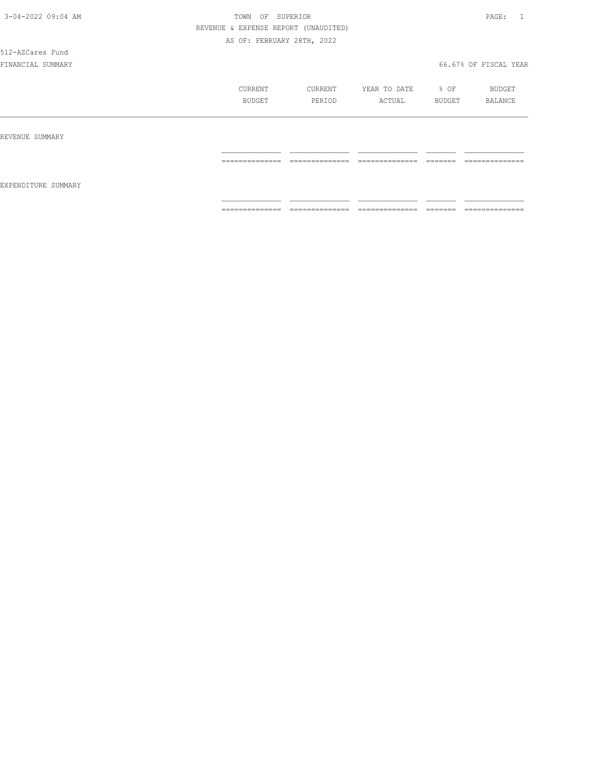TOWN OF SUPERIOR

REVENUE & EXPENSE REPORT (UNAUDITED)

AS OF: FEBRUARY 28TH, 2022

512-AZCares Fund

FINANCIAL SUMMARY

66.67% OF FISCAL YEAR

| | CURRENT BUDGET | CURRENT PERIOD | YEAR TO DATE ACTUAL | % OF BUDGET | BUDGET BALANCE |
|---|---|---|---|---|---|
| REVENUE SUMMARY | | | | | |
| EXPENDITURE SUMMARY | | | | | |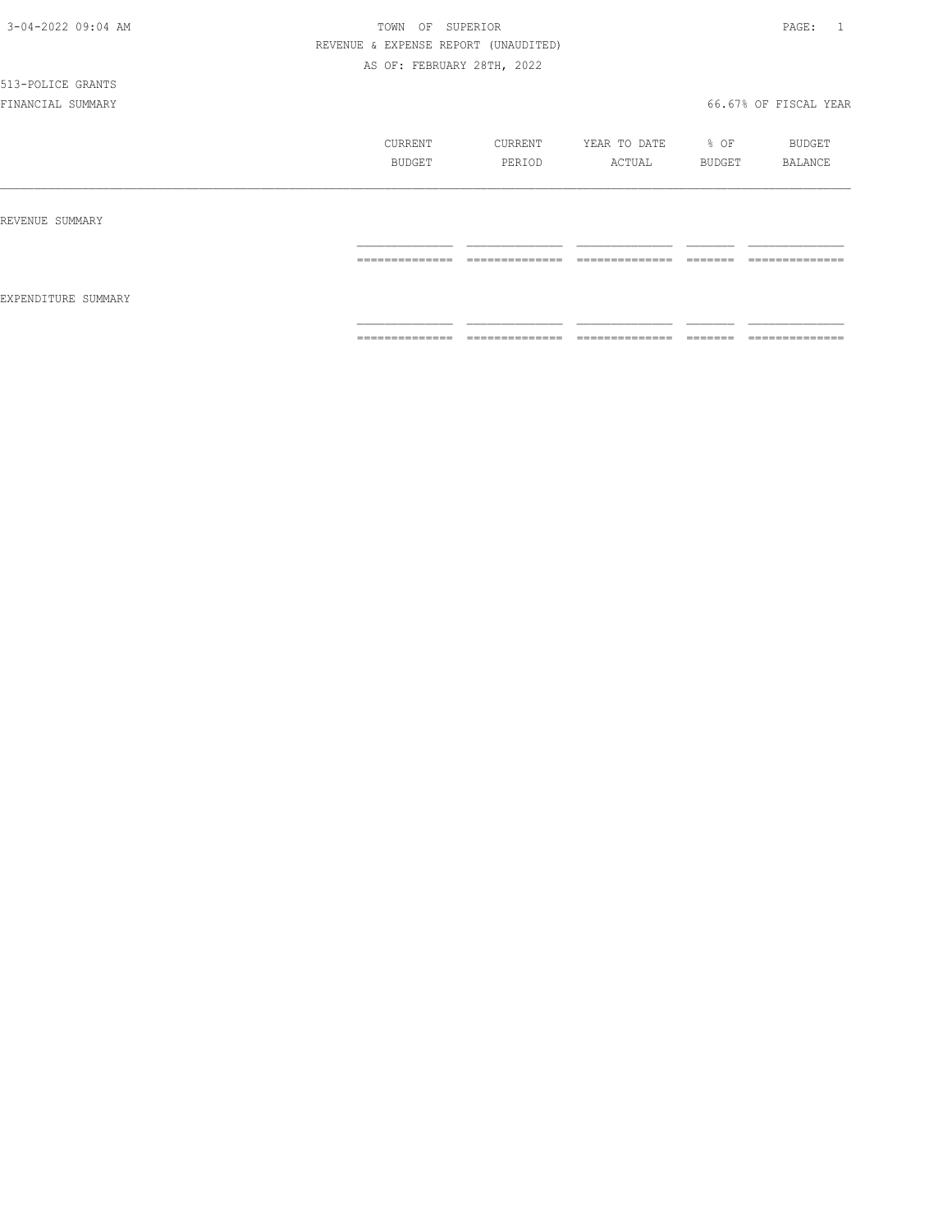3-04-2022 09:04 AM

TOWN OF SUPERIOR

REVENUE & EXPENSE REPORT (UNAUDITED)

AS OF: FEBRUARY 28TH, 2022

513-POLICE GRANTS

FINANCIAL SUMMARY

66.67% OF FISCAL YEAR

| | CURRENT BUDGET | CURRENT PERIOD | YEAR TO DATE ACTUAL | % OF BUDGET | BUDGET BALANCE |
|---|---|---|---|---|---|
| REVENUE SUMMARY | | | | | |
| EXPENDITURE SUMMARY | | | | | |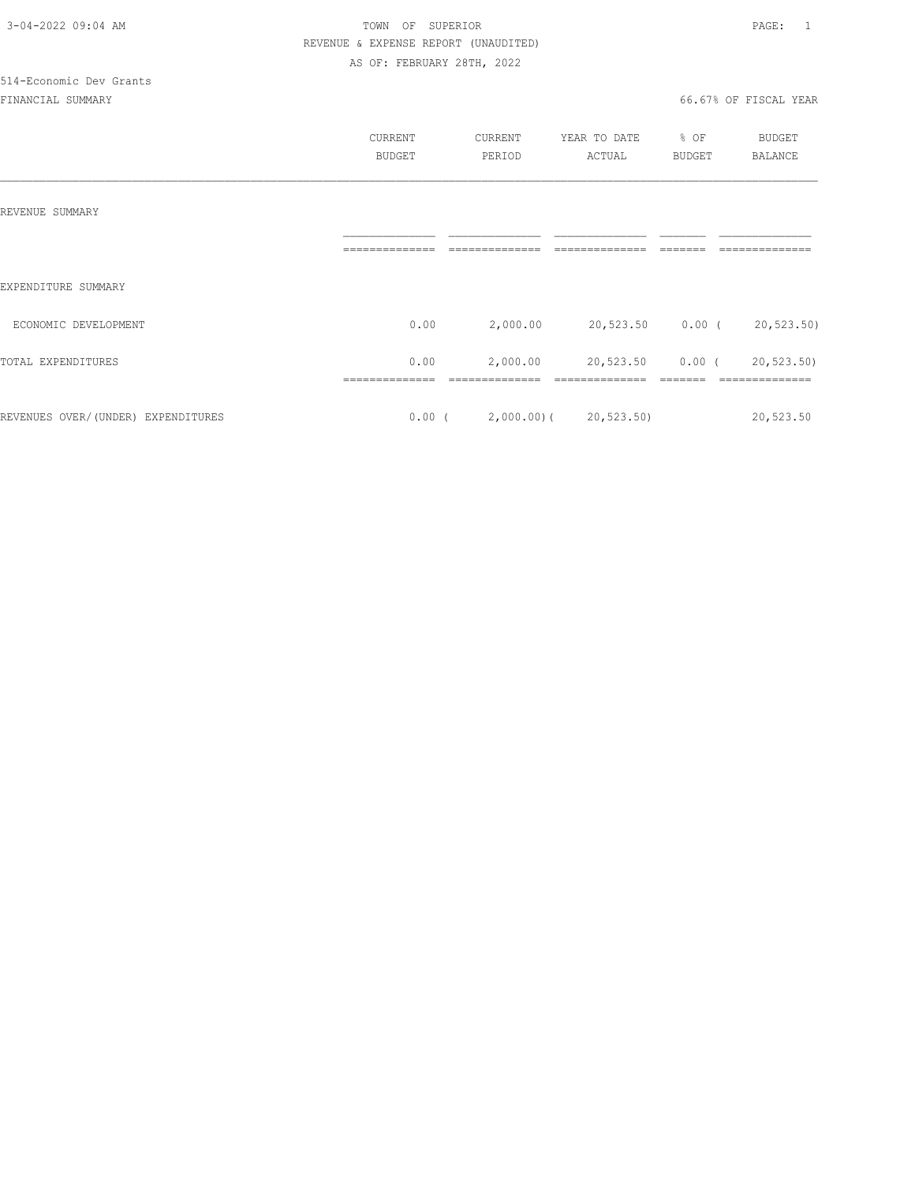TOWN OF SUPERIOR
REVENUE & EXPENSE REPORT (UNAUDITED)
AS OF: FEBRUARY 28TH, 2022

514-Economic Dev Grants

FINANCIAL SUMMARY

66.67% OF FISCAL YEAR

| | CURRENT BUDGET | CURRENT PERIOD | YEAR TO DATE ACTUAL | % OF BUDGET | BUDGET BALANCE |
|---|---|---|---|---|---|
| REVENUE SUMMARY | | | | | |
| EXPENDITURE SUMMARY | | | | | |
| ECONOMIC DEVELOPMENT | 0.00 | 2,000.00 | 20,523.50 | 0.00 | ( 20,523.50) |
| TOTAL EXPENDITURES | 0.00 | 2,000.00 | 20,523.50 | 0.00 | ( 20,523.50) |
| REVENUES OVER/(UNDER) EXPENDITURES | 0.00 | ( 2,000.00) | ( 20,523.50) | | 20,523.50 |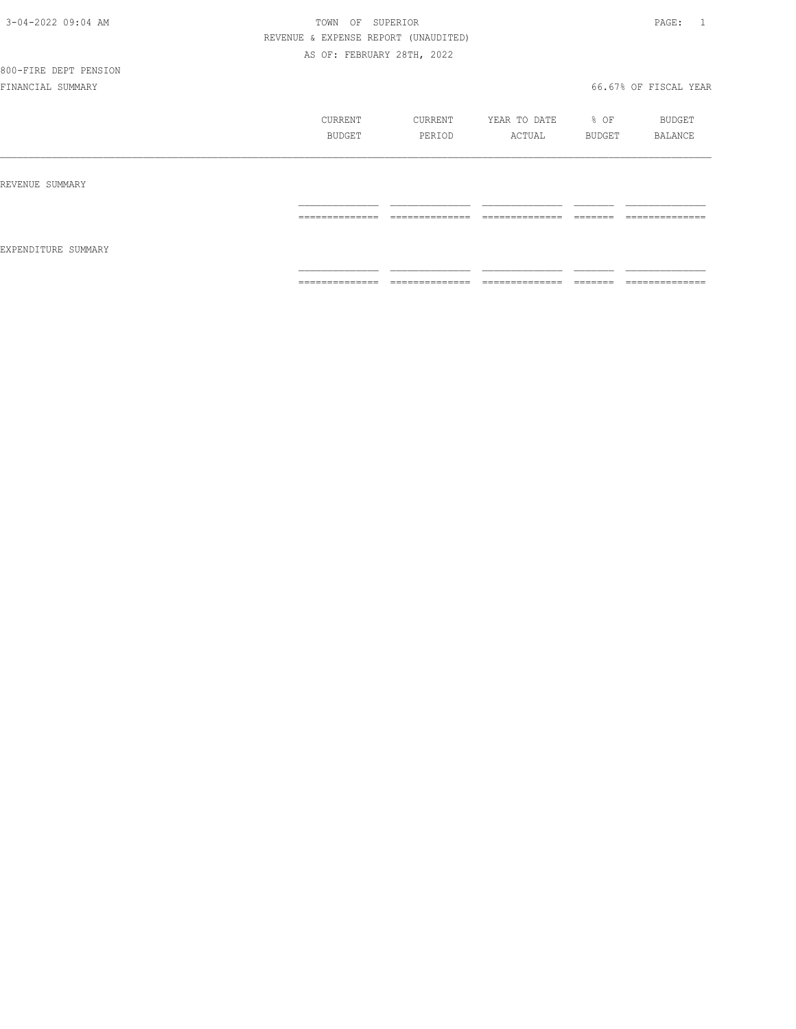TOWN OF SUPERIOR

REVENUE & EXPENSE REPORT (UNAUDITED)

AS OF: FEBRUARY 28TH, 2022

800-FIRE DEPT PENSION

FINANCIAL SUMMARY — 66.67% OF FISCAL YEAR

| | CURRENT BUDGET | CURRENT PERIOD | YEAR TO DATE ACTUAL | % OF BUDGET | BUDGET BALANCE |
|---|---|---|---|---|---|
| REVENUE SUMMARY | | | | | |
| EXPENDITURE SUMMARY | | | | | |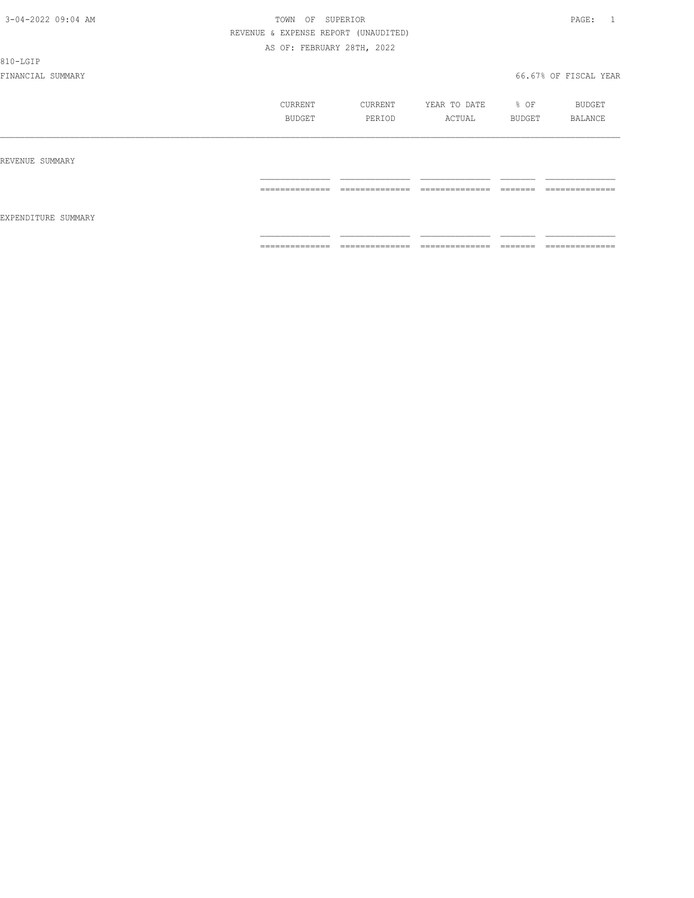TOWN OF SUPERIOR

REVENUE & EXPENSE REPORT (UNAUDITED)

AS OF: FEBRUARY 28TH, 2022

810-LGIP

FINANCIAL SUMMARY

66.67% OF FISCAL YEAR

| | CURRENT BUDGET | CURRENT PERIOD | YEAR TO DATE ACTUAL | % OF BUDGET | BUDGET BALANCE |
|---|---|---|---|---|---|
| REVENUE SUMMARY | | | | | |
| EXPENDITURE SUMMARY | | | | | |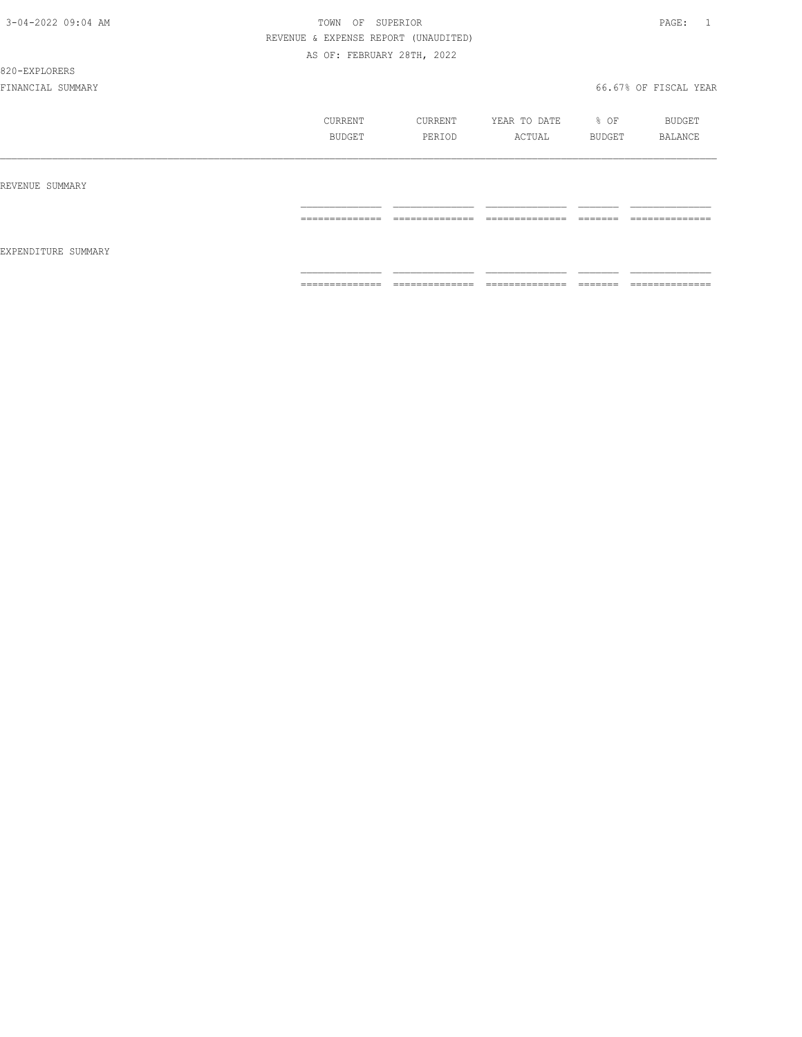REVENUE & EXPENSE REPORT (UNAUDITED)

AS OF: FEBRUARY 28TH, 2022

820-EXPLORERS

FINANCIAL SUMMARY

66.67% OF FISCAL YEAR

| | CURRENT BUDGET | CURRENT PERIOD | YEAR TO DATE ACTUAL | % OF BUDGET | BUDGET BALANCE |
|---|---|---|---|---|---|
| REVENUE SUMMARY | | | | | |
| EXPENDITURE SUMMARY | | | | | |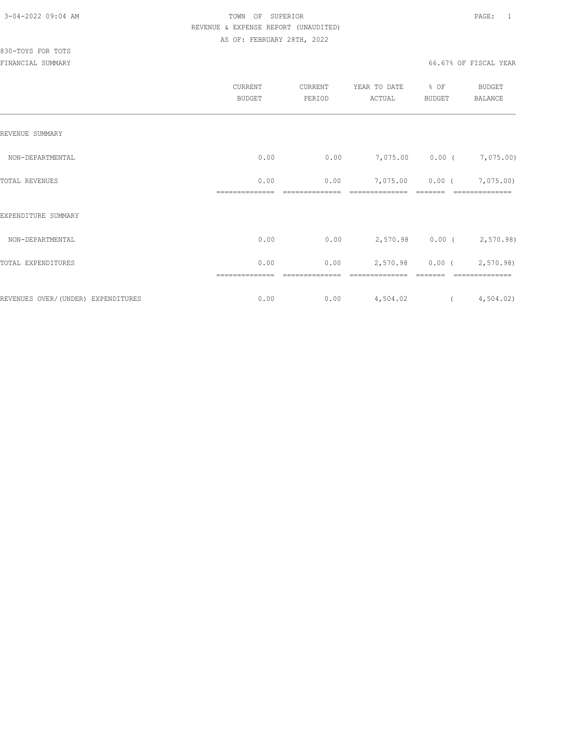TOWN OF SUPERIOR
REVENUE & EXPENSE REPORT (UNAUDITED)
AS OF: FEBRUARY 28TH, 2022

830-TOYS FOR TOTS
FINANCIAL SUMMARY

66.67% OF FISCAL YEAR

| | CURRENT BUDGET | CURRENT PERIOD | YEAR TO DATE ACTUAL | % OF BUDGET | BUDGET BALANCE |
|---|---|---|---|---|---|
| REVENUE SUMMARY | | | | | |
| NON-DEPARTMENTAL | 0.00 | 0.00 | 7,075.00 | 0.00 | ( 7,075.00) |
| TOTAL REVENUES | 0.00 | 0.00 | 7,075.00 | 0.00 | ( 7,075.00) |
| EXPENDITURE SUMMARY | | | | | |
| NON-DEPARTMENTAL | 0.00 | 0.00 | 2,570.98 | 0.00 | ( 2,570.98) |
| TOTAL EXPENDITURES | 0.00 | 0.00 | 2,570.98 | 0.00 | ( 2,570.98) |
| REVENUES OVER/(UNDER) EXPENDITURES | 0.00 | 0.00 | 4,504.02 | | ( 4,504.02) |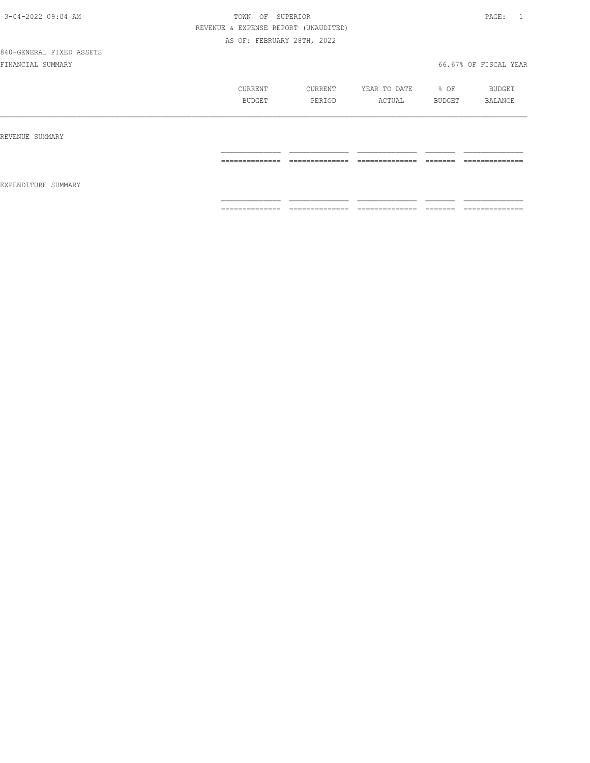TOWN OF SUPERIOR

REVENUE & EXPENSE REPORT (UNAUDITED)

AS OF: FEBRUARY 28TH, 2022

840-GENERAL FIXED ASSETS

FINANCIAL SUMMARY — 66.67% OF FISCAL YEAR

| | CURRENT BUDGET | CURRENT PERIOD | YEAR TO DATE ACTUAL | % OF BUDGET | BUDGET BALANCE |
|---|---|---|---|---|---|
| REVENUE SUMMARY | | | | | |
| EXPENDITURE SUMMARY | | | | | |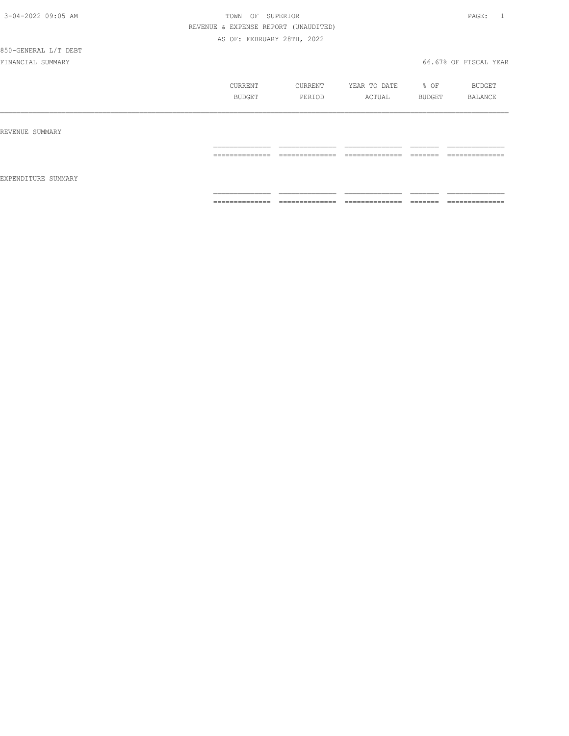TOWN OF SUPERIOR

REVENUE & EXPENSE REPORT (UNAUDITED)

AS OF: FEBRUARY 28TH, 2022

850-GENERAL L/T DEBT

FINANCIAL SUMMARY

66.67% OF FISCAL YEAR

| | CURRENT BUDGET | CURRENT PERIOD | YEAR TO DATE ACTUAL | % OF BUDGET | BUDGET BALANCE |
|---|---|---|---|---|---|
| REVENUE SUMMARY | | | | | |
| EXPENDITURE SUMMARY | | | | | |